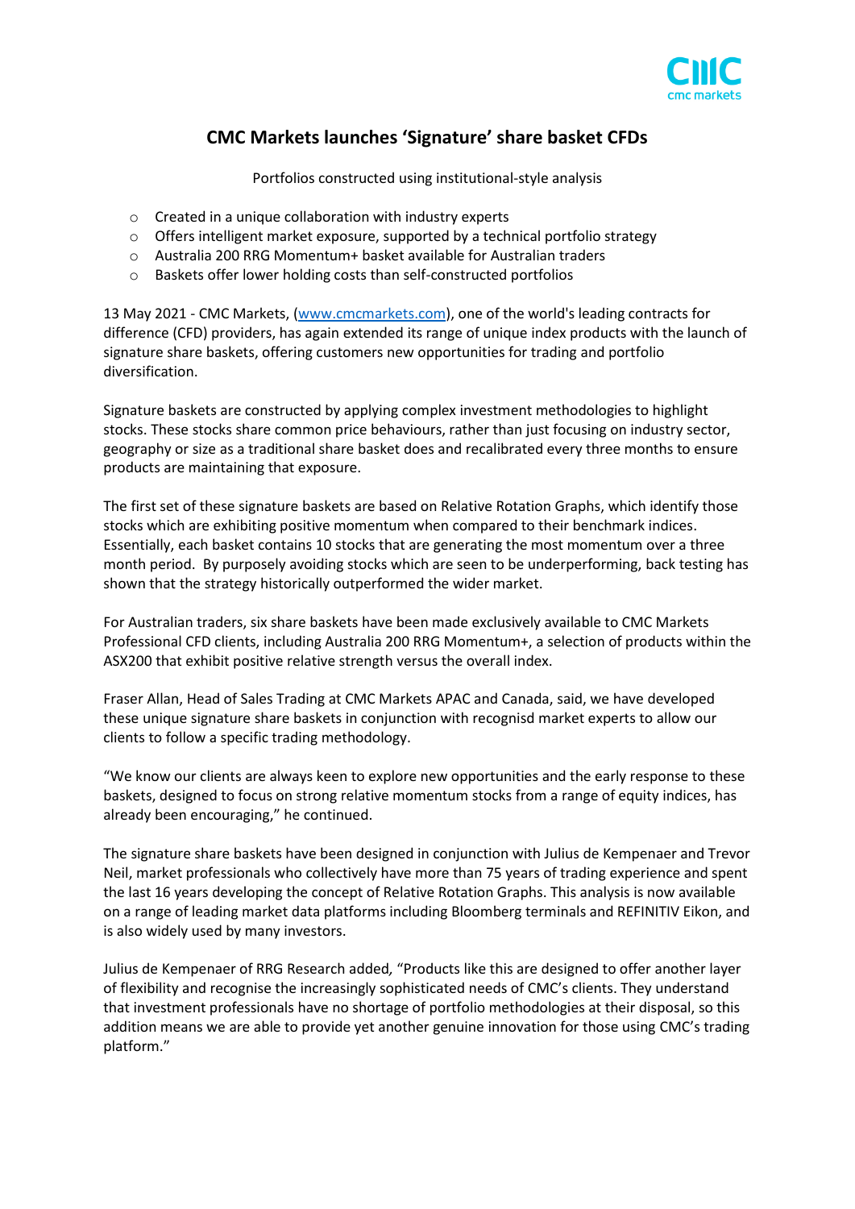# CMC Markets launches 'Signature' share basket CFDs

Portfolios constructed using institutional-style analysis

- Created in a unique collaboration with industry experts
- Offers intelligent market exposure, supported by a technical portfolio strategy
- Australia 200 RRG Momentum+ basket available for Australian traders
- Baskets offer lower holding costs than self-constructed portfolios

13 May 2021 - CMC Markets, (www.cmcmarkets.com), one of the world's leading contracts for difference (CFD) providers, has again extended its range of unique index products with the launch of signature share baskets, offering customers new opportunities for trading and portfolio diversification.

Signature baskets are constructed by applying complex investment methodologies to highlight stocks. These stocks share common price behaviours, rather than just focusing on industry sector, geography or size as a traditional share basket does and recalibrated every three months to ensure products are maintaining that exposure.

The first set of these signature baskets are based on Relative Rotation Graphs, which identify those stocks which are exhibiting positive momentum when compared to their benchmark indices. Essentially, each basket contains 10 stocks that are generating the most momentum over a three month period. By purposely avoiding stocks which are seen to be underperforming, back testing has shown that the strategy historically outperformed the wider market.

For Australian traders, six share baskets have been made exclusively available to CMC Markets Professional CFD clients, including Australia 200 RRG Momentum+, a selection of products within the ASX200 that exhibit positive relative strength versus the overall index.

Fraser Allan, Head of Sales Trading at CMC Markets APAC and Canada, said, we have developed these unique signature share baskets in conjunction with recognisd market experts to allow our clients to follow a specific trading methodology.

"We know our clients are always keen to explore new opportunities and the early response to these baskets, designed to focus on strong relative momentum stocks from a range of equity indices, has already been encouraging," he continued.

The signature share baskets have been designed in conjunction with Julius de Kempenaer and Trevor Neil, market professionals who collectively have more than 75 years of trading experience and spent the last 16 years developing the concept of Relative Rotation Graphs. This analysis is now available on a range of leading market data platforms including Bloomberg terminals and REFINITIV Eikon, and is also widely used by many investors.

Julius de Kempenaer of RRG Research added, "Products like this are designed to offer another layer of flexibility and recognise the increasingly sophisticated needs of CMC's clients. They understand that investment professionals have no shortage of portfolio methodologies at their disposal, so this addition means we are able to provide yet another genuine innovation for those using CMC's trading platform."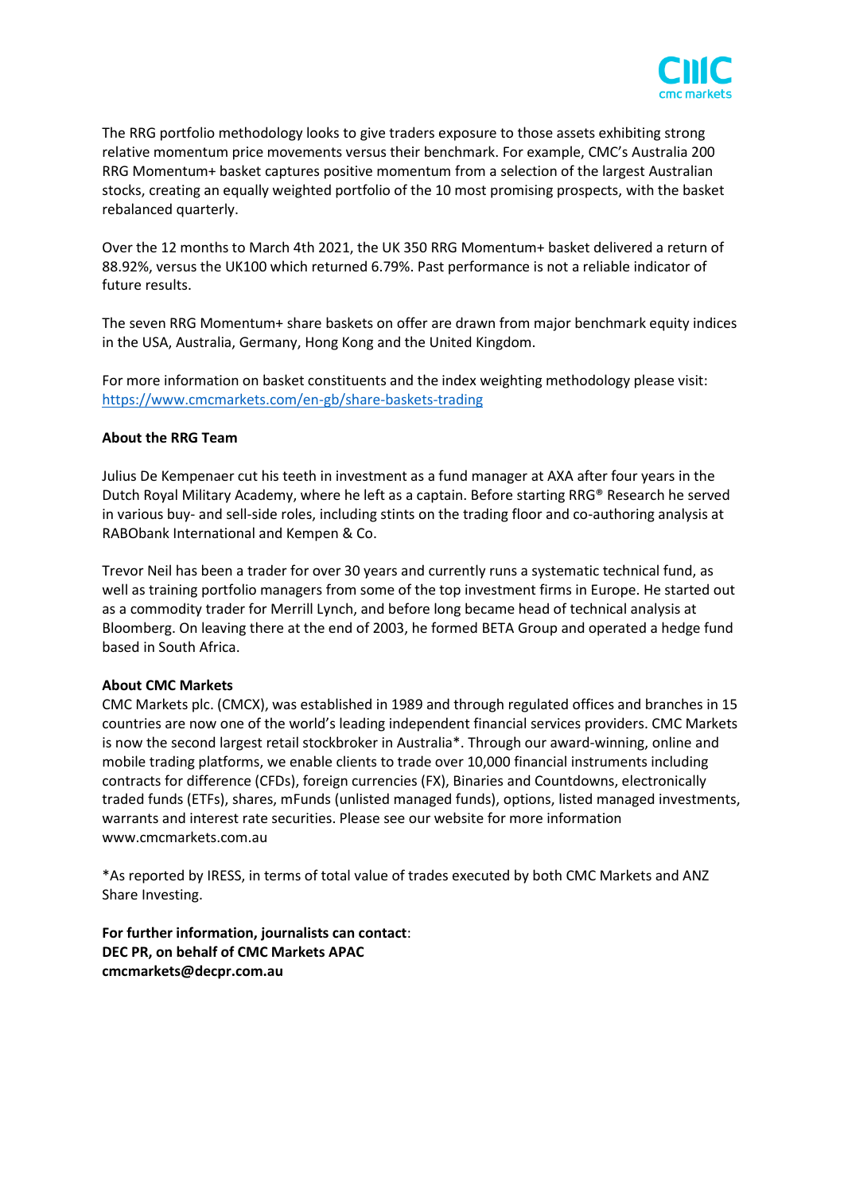The RRG portfolio methodology looks to give traders exposure to those assets exhibiting strong relative momentum price movements versus their benchmark. For example, CMC's Australia 200 RRG Momentum+ basket captures positive momentum from a selection of the largest Australian stocks, creating an equally weighted portfolio of the 10 most promising prospects, with the basket rebalanced quarterly.

Over the 12 months to March 4th 2021, the UK 350 RRG Momentum+ basket delivered a return of 88.92%, versus the UK100 which returned 6.79%. Past performance is not a reliable indicator of future results.

The seven RRG Momentum+ share baskets on offer are drawn from major benchmark equity indices in the USA, Australia, Germany, Hong Kong and the United Kingdom.

For more information on basket constituents and the index weighting methodology please visit: [https://www.cmcmarkets.com/en-gb/share-baskets-trading](https://www.cmcmarkets.com/en-gb/share-baskets-trading)

**About the RRG Team**

Julius De Kempenaer cut his teeth in investment as a fund manager at AXA after four years in the Dutch Royal Military Academy, where he left as a captain. Before starting RRG® Research he served in various buy- and sell-side roles, including stints on the trading floor and co-authoring analysis at RABObank International and Kempen & Co.

Trevor Neil has been a trader for over 30 years and currently runs a systematic technical fund, as well as training portfolio managers from some of the top investment firms in Europe. He started out as a commodity trader for Merrill Lynch, and before long became head of technical analysis at Bloomberg. On leaving there at the end of 2003, he formed BETA Group and operated a hedge fund based in South Africa.

**About CMC Markets**

CMC Markets plc. (CMCX), was established in 1989 and through regulated offices and branches in 15 countries are now one of the world's leading independent financial services providers. CMC Markets is now the second largest retail stockbroker in Australia*. Through our award-winning, online and mobile trading platforms, we enable clients to trade over 10,000 financial instruments including contracts for difference (CFDs), foreign currencies (FX), Binaries and Countdowns, electronically traded funds (ETFs), shares, mFunds (unlisted managed funds), options, listed managed investments, warrants and interest rate securities. Please see our website for more information www.cmcmarkets.com.au

*As reported by IRESS, in terms of total value of trades executed by both CMC Markets and ANZ Share Investing.

**For further information, journalists can contact**:
**DEC PR, on behalf of CMC Markets APAC**
**cmcmarkets@decpr.com.au**